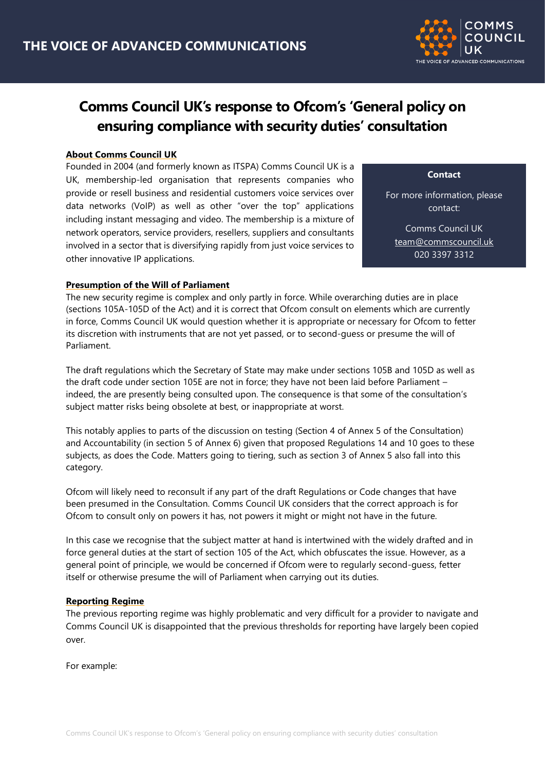# Comms Council UK's response to Ofcom's 'General policy on ensuring compliance with security duties' consultation

**About Comms Council UK**

Founded in 2004 (and formerly known as ITSPA) Comms Council UK is a UK, membership-led organisation that represents companies who provide or resell business and residential customers voice services over data networks (VoIP) as well as other "over the top" applications including instant messaging and video. The membership is a mixture of network operators, service providers, resellers, suppliers and consultants involved in a sector that is diversifying rapidly from just voice services to other innovative IP applications.

**Contact**

For more information, please contact:

Comms Council UK
team@commscouncil.uk
020 3397 3312

**Presumption of the Will of Parliament**

The new security regime is complex and only partly in force. While overarching duties are in place (sections 105A-105D of the Act) and it is correct that Ofcom consult on elements which are currently in force, Comms Council UK would question whether it is appropriate or necessary for Ofcom to fetter its discretion with instruments that are not yet passed, or to second-guess or presume the will of Parliament.

The draft regulations which the Secretary of State may make under sections 105B and 105D as well as the draft code under section 105E are not in force; they have not been laid before Parliament – indeed, the are presently being consulted upon. The consequence is that some of the consultation's subject matter risks being obsolete at best, or inappropriate at worst.

This notably applies to parts of the discussion on testing (Section 4 of Annex 5 of the Consultation) and Accountability (in section 5 of Annex 6) given that proposed Regulations 14 and 10 goes to these subjects, as does the Code. Matters going to tiering, such as section 3 of Annex 5 also fall into this category.

Ofcom will likely need to reconsult if any part of the draft Regulations or Code changes that have been presumed in the Consultation. Comms Council UK considers that the correct approach is for Ofcom to consult only on powers it has, not powers it might or might not have in the future.

In this case we recognise that the subject matter at hand is intertwined with the widely drafted and in force general duties at the start of section 105 of the Act, which obfuscates the issue. However, as a general point of principle, we would be concerned if Ofcom were to regularly second-guess, fetter itself or otherwise presume the will of Parliament when carrying out its duties.

**Reporting Regime**

The previous reporting regime was highly problematic and very difficult for a provider to navigate and Comms Council UK is disappointed that the previous thresholds for reporting have largely been copied over.

For example: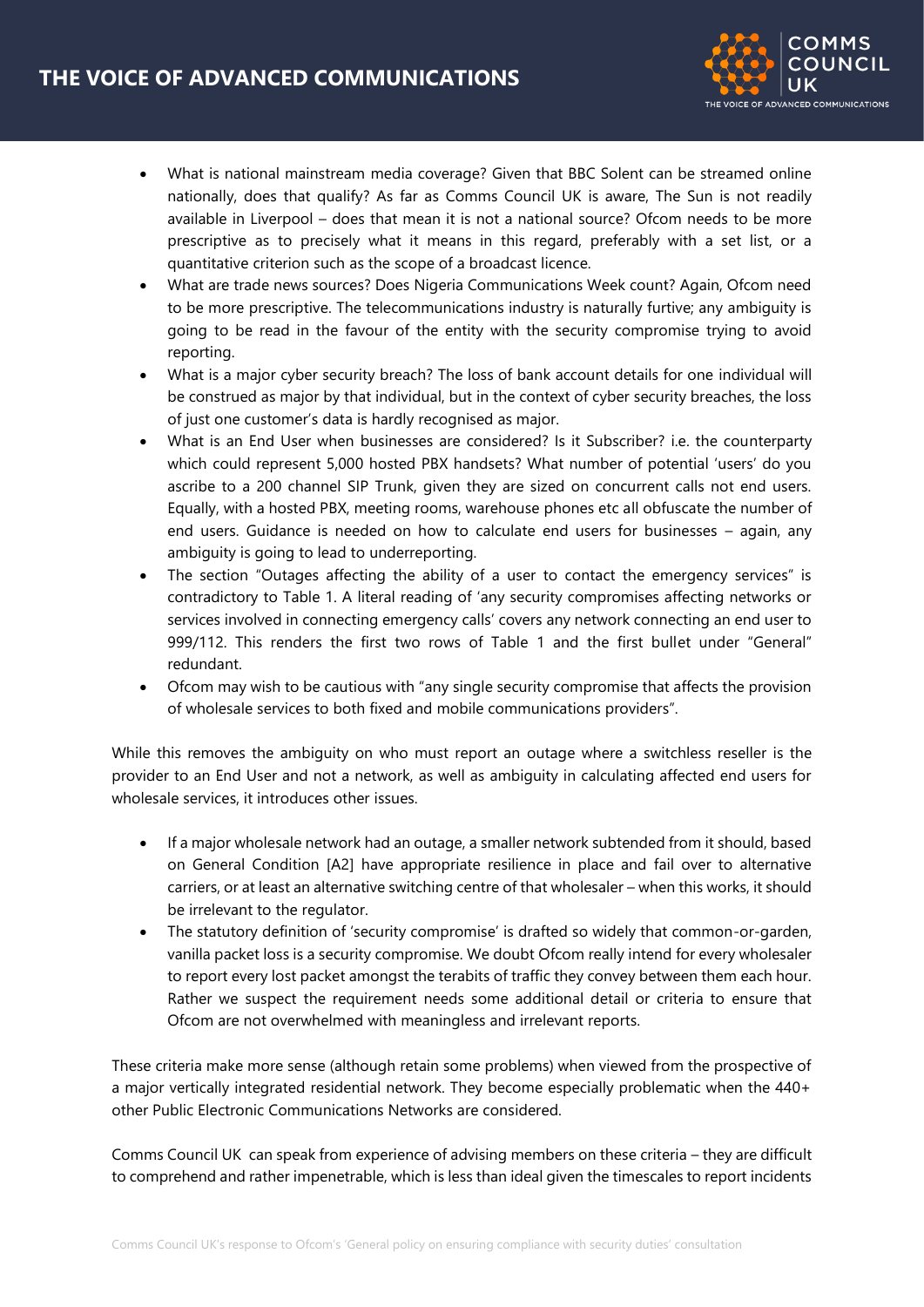- What is national mainstream media coverage? Given that BBC Solent can be streamed online nationally, does that qualify? As far as Comms Council UK is aware, The Sun is not readily available in Liverpool – does that mean it is not a national source? Ofcom needs to be more prescriptive as to precisely what it means in this regard, preferably with a set list, or a quantitative criterion such as the scope of a broadcast licence.
- What are trade news sources? Does Nigeria Communications Week count? Again, Ofcom need to be more prescriptive. The telecommunications industry is naturally furtive; any ambiguity is going to be read in the favour of the entity with the security compromise trying to avoid reporting.
- What is a major cyber security breach? The loss of bank account details for one individual will be construed as major by that individual, but in the context of cyber security breaches, the loss of just one customer's data is hardly recognised as major.
- What is an End User when businesses are considered? Is it Subscriber? i.e. the counterparty which could represent 5,000 hosted PBX handsets? What number of potential 'users' do you ascribe to a 200 channel SIP Trunk, given they are sized on concurrent calls not end users. Equally, with a hosted PBX, meeting rooms, warehouse phones etc all obfuscate the number of end users. Guidance is needed on how to calculate end users for businesses – again, any ambiguity is going to lead to underreporting.
- The section "Outages affecting the ability of a user to contact the emergency services" is contradictory to Table 1. A literal reading of 'any security compromises affecting networks or services involved in connecting emergency calls' covers any network connecting an end user to 999/112. This renders the first two rows of Table 1 and the first bullet under "General" redundant.
- Ofcom may wish to be cautious with "any single security compromise that affects the provision of wholesale services to both fixed and mobile communications providers".

While this removes the ambiguity on who must report an outage where a switchless reseller is the provider to an End User and not a network, as well as ambiguity in calculating affected end users for wholesale services, it introduces other issues.

- If a major wholesale network had an outage, a smaller network subtended from it should, based on General Condition [A2] have appropriate resilience in place and fail over to alternative carriers, or at least an alternative switching centre of that wholesaler – when this works, it should be irrelevant to the regulator.
- The statutory definition of 'security compromise' is drafted so widely that common-or-garden, vanilla packet loss is a security compromise. We doubt Ofcom really intend for every wholesaler to report every lost packet amongst the terabits of traffic they convey between them each hour. Rather we suspect the requirement needs some additional detail or criteria to ensure that Ofcom are not overwhelmed with meaningless and irrelevant reports.

These criteria make more sense (although retain some problems) when viewed from the prospective of a major vertically integrated residential network. They become especially problematic when the 440+ other Public Electronic Communications Networks are considered.

Comms Council UK can speak from experience of advising members on these criteria – they are difficult to comprehend and rather impenetrable, which is less than ideal given the timescales to report incidents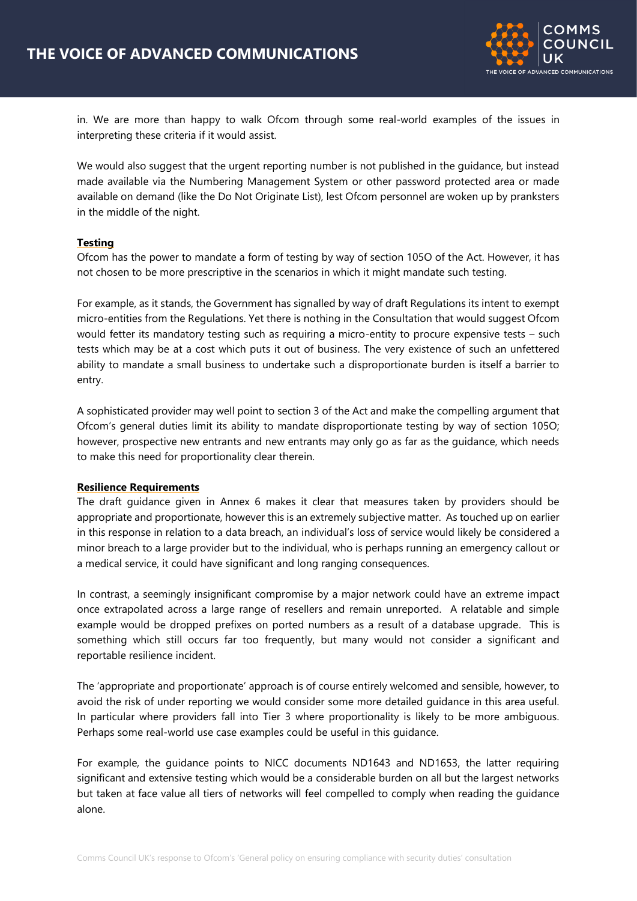in. We are more than happy to walk Ofcom through some real-world examples of the issues in interpreting these criteria if it would assist.

We would also suggest that the urgent reporting number is not published in the guidance, but instead made available via the Numbering Management System or other password protected area or made available on demand (like the Do Not Originate List), lest Ofcom personnel are woken up by pranksters in the middle of the night.

**Testing**

Ofcom has the power to mandate a form of testing by way of section 105O of the Act. However, it has not chosen to be more prescriptive in the scenarios in which it might mandate such testing.

For example, as it stands, the Government has signalled by way of draft Regulations its intent to exempt micro-entities from the Regulations. Yet there is nothing in the Consultation that would suggest Ofcom would fetter its mandatory testing such as requiring a micro-entity to procure expensive tests – such tests which may be at a cost which puts it out of business. The very existence of such an unfettered ability to mandate a small business to undertake such a disproportionate burden is itself a barrier to entry.

A sophisticated provider may well point to section 3 of the Act and make the compelling argument that Ofcom's general duties limit its ability to mandate disproportionate testing by way of section 105O; however, prospective new entrants and new entrants may only go as far as the guidance, which needs to make this need for proportionality clear therein.

**Resilience Requirements**

The draft guidance given in Annex 6 makes it clear that measures taken by providers should be appropriate and proportionate, however this is an extremely subjective matter. As touched up on earlier in this response in relation to a data breach, an individual's loss of service would likely be considered a minor breach to a large provider but to the individual, who is perhaps running an emergency callout or a medical service, it could have significant and long ranging consequences.

In contrast, a seemingly insignificant compromise by a major network could have an extreme impact once extrapolated across a large range of resellers and remain unreported. A relatable and simple example would be dropped prefixes on ported numbers as a result of a database upgrade. This is something which still occurs far too frequently, but many would not consider a significant and reportable resilience incident.

The 'appropriate and proportionate' approach is of course entirely welcomed and sensible, however, to avoid the risk of under reporting we would consider some more detailed guidance in this area useful. In particular where providers fall into Tier 3 where proportionality is likely to be more ambiguous. Perhaps some real-world use case examples could be useful in this guidance.

For example, the guidance points to NICC documents ND1643 and ND1653, the latter requiring significant and extensive testing which would be a considerable burden on all but the largest networks but taken at face value all tiers of networks will feel compelled to comply when reading the guidance alone.